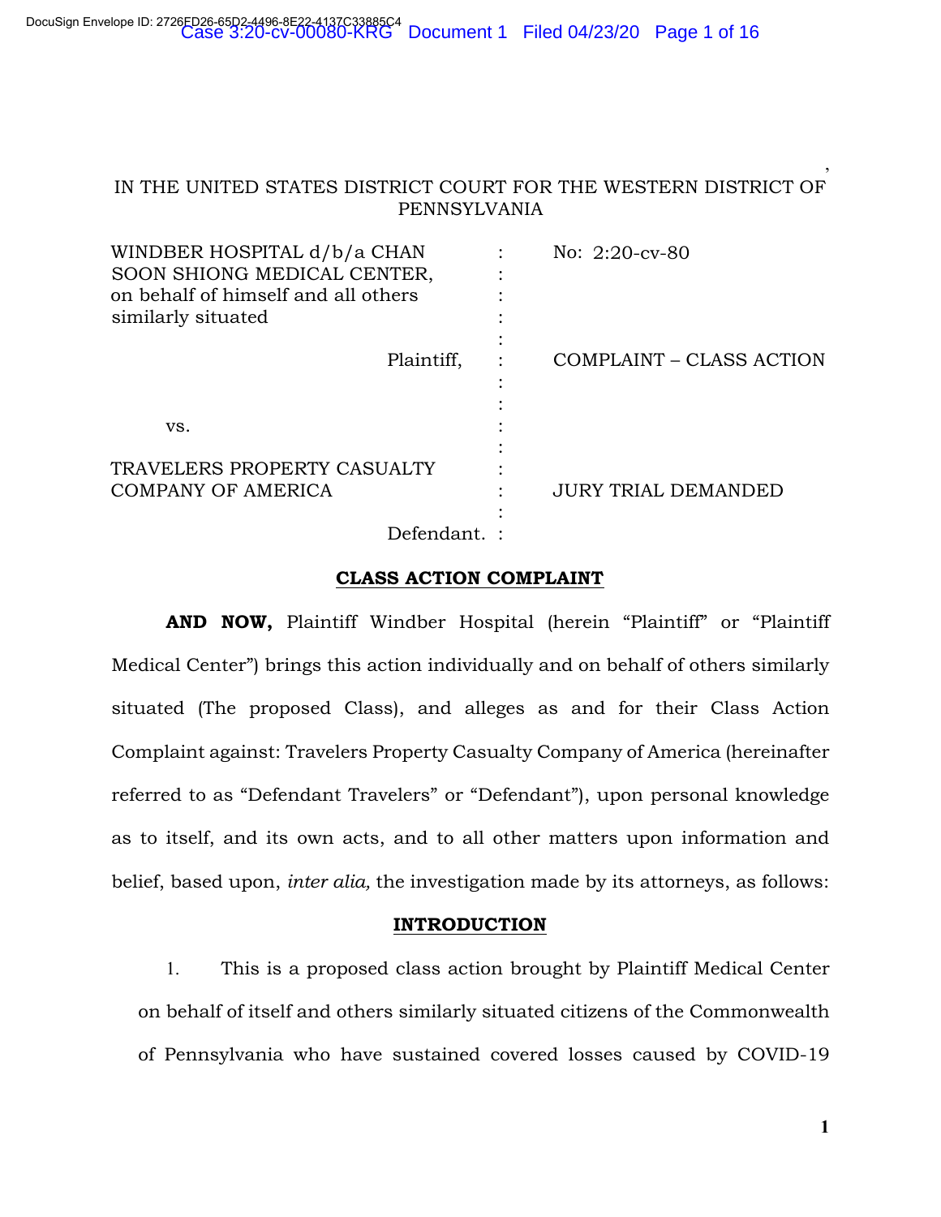IN THE UNITED STATES DISTRICT COURT FOR THE WESTERN DISTRICT OF PENNSYLVANIA

| | | |
|---|---|---|
| WINDBER HOSPITAL d/b/a CHAN SOON SHIONG MEDICAL CENTER, on behalf of himself and all others similarly situated | : | No: 2:20-cv-80 |
| Plaintiff, | : | COMPLAINT – CLASS ACTION |
| vs. | : | |
| TRAVELERS PROPERTY CASUALTY COMPANY OF AMERICA | : | JURY TRIAL DEMANDED |
| Defendant. | : | |

## CLASS ACTION COMPLAINT

**AND NOW,** Plaintiff Windber Hospital (herein "Plaintiff" or "Plaintiff Medical Center") brings this action individually and on behalf of others similarly situated (The proposed Class), and alleges as and for their Class Action Complaint against: Travelers Property Casualty Company of America (hereinafter referred to as "Defendant Travelers" or "Defendant"), upon personal knowledge as to itself, and its own acts, and to all other matters upon information and belief, based upon, *inter alia,* the investigation made by its attorneys, as follows:

## INTRODUCTION

1. This is a proposed class action brought by Plaintiff Medical Center on behalf of itself and others similarly situated citizens of the Commonwealth of Pennsylvania who have sustained covered losses caused by COVID-19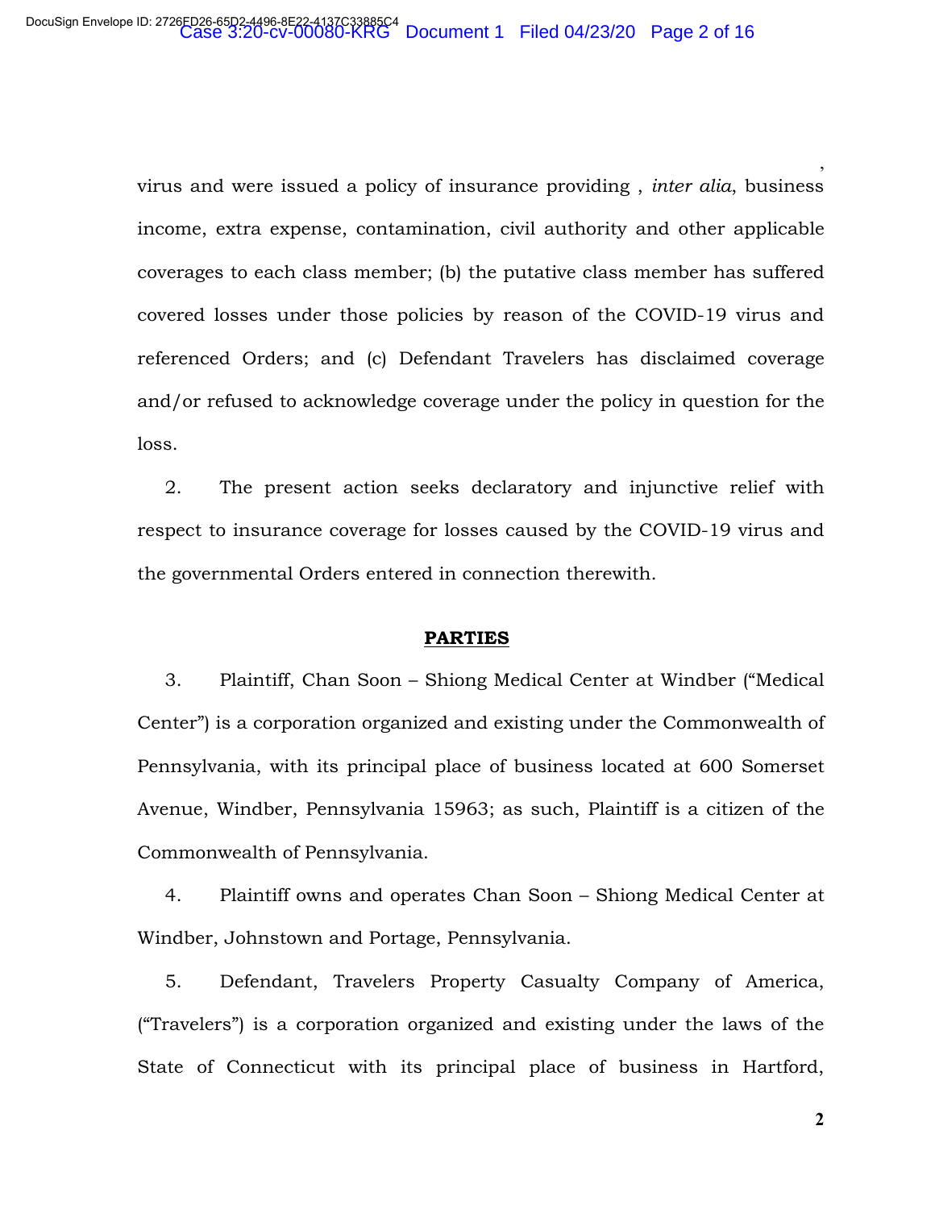virus and were issued a policy of insurance providing , *inter alia*, business income, extra expense, contamination, civil authority and other applicable coverages to each class member; (b) the putative class member has suffered covered losses under those policies by reason of the COVID-19 virus and referenced Orders; and (c) Defendant Travelers has disclaimed coverage and/or refused to acknowledge coverage under the policy in question for the loss.

2. The present action seeks declaratory and injunctive relief with respect to insurance coverage for losses caused by the COVID-19 virus and the governmental Orders entered in connection therewith.

## PARTIES

3. Plaintiff, Chan Soon – Shiong Medical Center at Windber ("Medical Center") is a corporation organized and existing under the Commonwealth of Pennsylvania, with its principal place of business located at 600 Somerset Avenue, Windber, Pennsylvania 15963; as such, Plaintiff is a citizen of the Commonwealth of Pennsylvania.

4. Plaintiff owns and operates Chan Soon – Shiong Medical Center at Windber, Johnstown and Portage, Pennsylvania.

5. Defendant, Travelers Property Casualty Company of America, ("Travelers") is a corporation organized and existing under the laws of the State of Connecticut with its principal place of business in Hartford,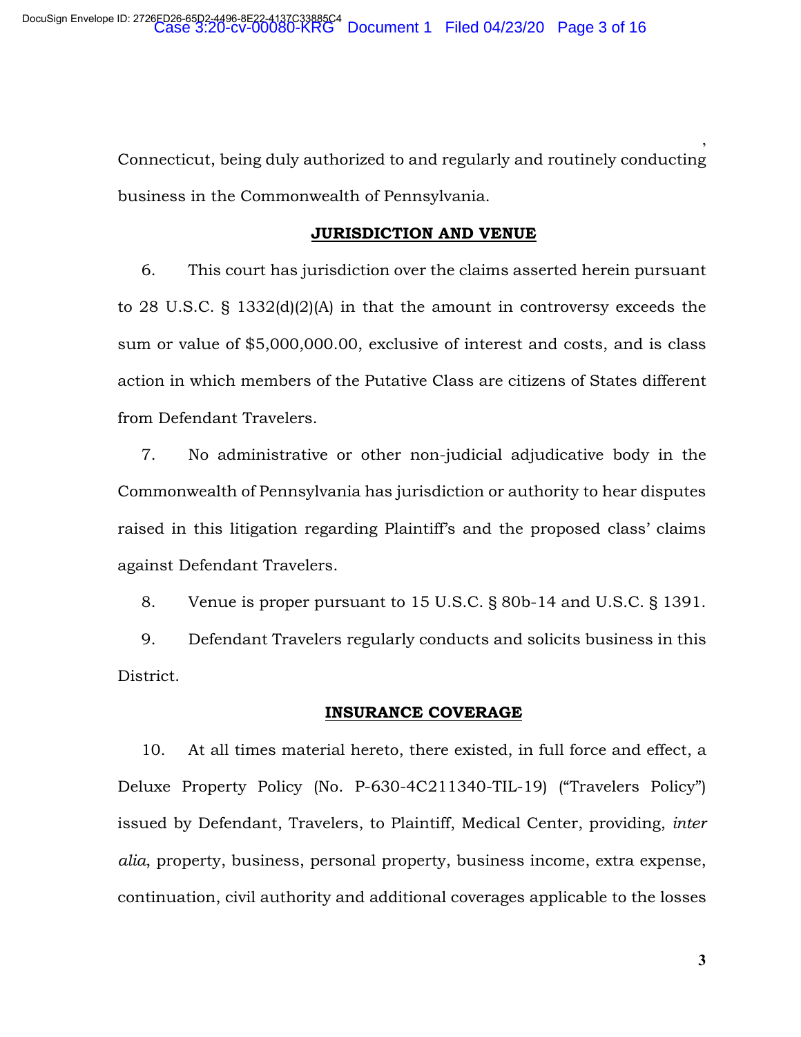Connecticut, being duly authorized to and regularly and routinely conducting business in the Commonwealth of Pennsylvania.

**JURISDICTION AND VENUE**

6. This court has jurisdiction over the claims asserted herein pursuant to 28 U.S.C. § 1332(d)(2)(A) in that the amount in controversy exceeds the sum or value of $5,000,000.00, exclusive of interest and costs, and is class action in which members of the Putative Class are citizens of States different from Defendant Travelers.

7. No administrative or other non-judicial adjudicative body in the Commonwealth of Pennsylvania has jurisdiction or authority to hear disputes raised in this litigation regarding Plaintiff's and the proposed class' claims against Defendant Travelers.

8. Venue is proper pursuant to 15 U.S.C. § 80b-14 and U.S.C. § 1391.

9. Defendant Travelers regularly conducts and solicits business in this District.

**INSURANCE COVERAGE**

10. At all times material hereto, there existed, in full force and effect, a Deluxe Property Policy (No. P-630-4C211340-TIL-19) ("Travelers Policy") issued by Defendant, Travelers, to Plaintiff, Medical Center, providing, *inter alia*, property, business, personal property, business income, extra expense, continuation, civil authority and additional coverages applicable to the losses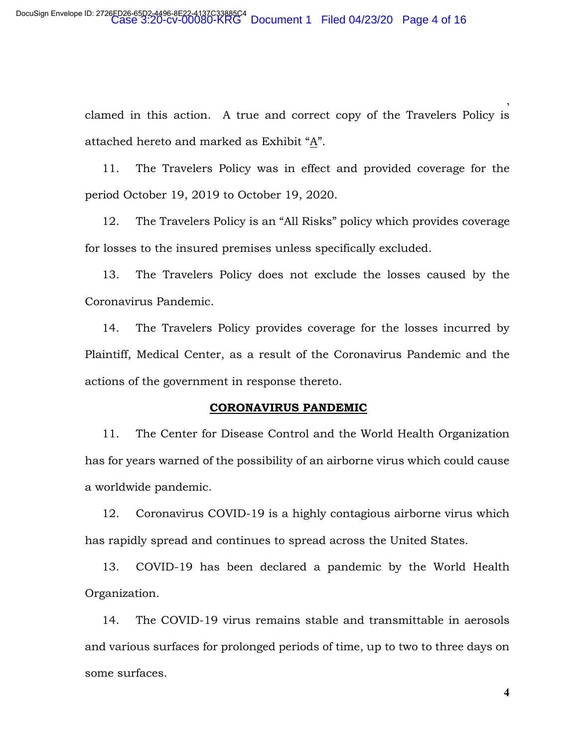clamed in this action. A true and correct copy of the Travelers Policy is attached hereto and marked as Exhibit "A".

11. The Travelers Policy was in effect and provided coverage for the period October 19, 2019 to October 19, 2020.

12. The Travelers Policy is an "All Risks" policy which provides coverage for losses to the insured premises unless specifically excluded.

13. The Travelers Policy does not exclude the losses caused by the Coronavirus Pandemic.

14. The Travelers Policy provides coverage for the losses incurred by Plaintiff, Medical Center, as a result of the Coronavirus Pandemic and the actions of the government in response thereto.

**CORONAVIRUS PANDEMIC**

11. The Center for Disease Control and the World Health Organization has for years warned of the possibility of an airborne virus which could cause a worldwide pandemic.

12. Coronavirus COVID-19 is a highly contagious airborne virus which has rapidly spread and continues to spread across the United States.

13. COVID-19 has been declared a pandemic by the World Health Organization.

14. The COVID-19 virus remains stable and transmittable in aerosols and various surfaces for prolonged periods of time, up to two to three days on some surfaces.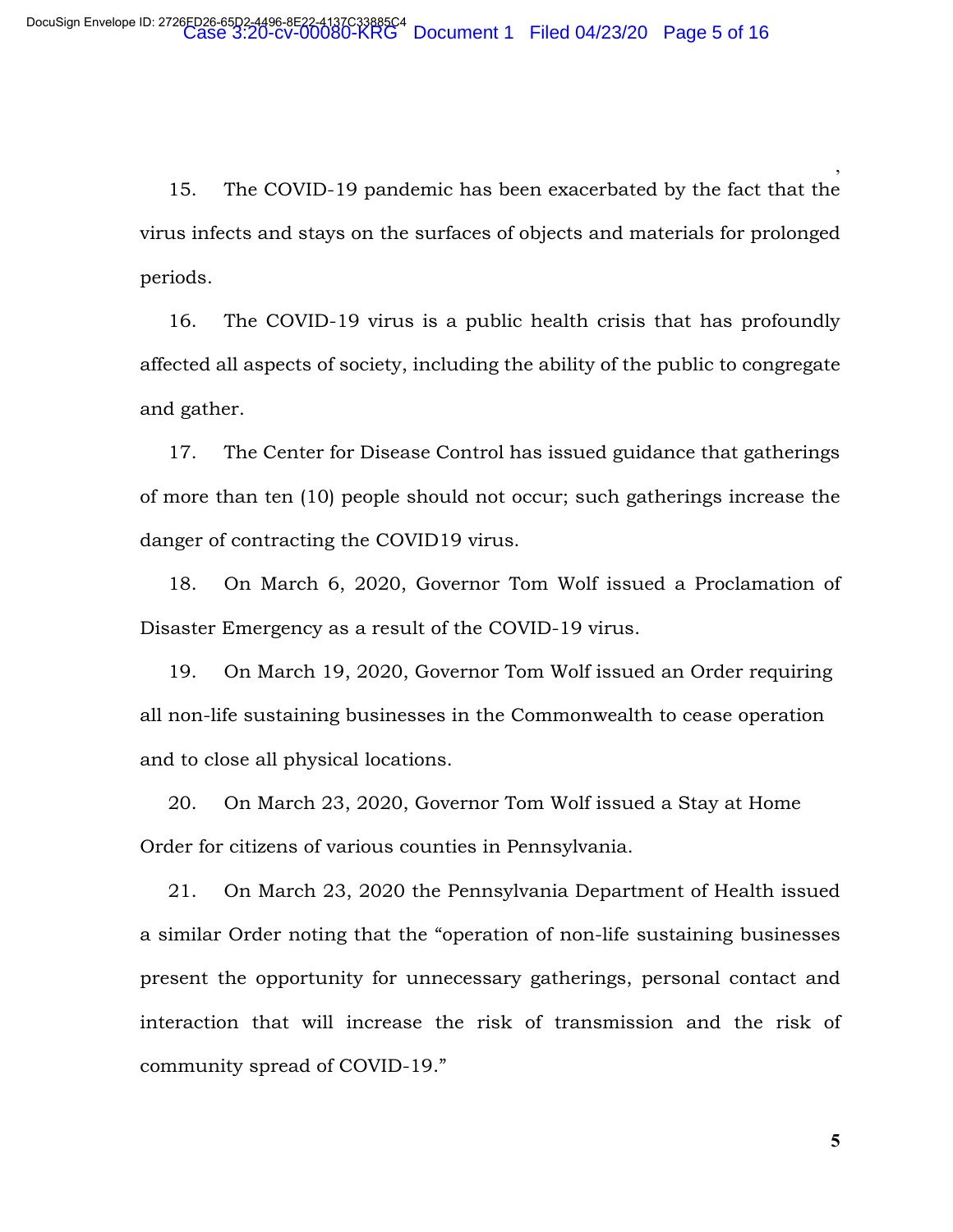15. The COVID-19 pandemic has been exacerbated by the fact that the virus infects and stays on the surfaces of objects and materials for prolonged periods.

16. The COVID-19 virus is a public health crisis that has profoundly affected all aspects of society, including the ability of the public to congregate and gather.

17. The Center for Disease Control has issued guidance that gatherings of more than ten (10) people should not occur; such gatherings increase the danger of contracting the COVID19 virus.

18. On March 6, 2020, Governor Tom Wolf issued a Proclamation of Disaster Emergency as a result of the COVID-19 virus.

19. On March 19, 2020, Governor Tom Wolf issued an Order requiring all non-life sustaining businesses in the Commonwealth to cease operation and to close all physical locations.

20. On March 23, 2020, Governor Tom Wolf issued a Stay at Home Order for citizens of various counties in Pennsylvania.

21. On March 23, 2020 the Pennsylvania Department of Health issued a similar Order noting that the "operation of non-life sustaining businesses present the opportunity for unnecessary gatherings, personal contact and interaction that will increase the risk of transmission and the risk of community spread of COVID-19."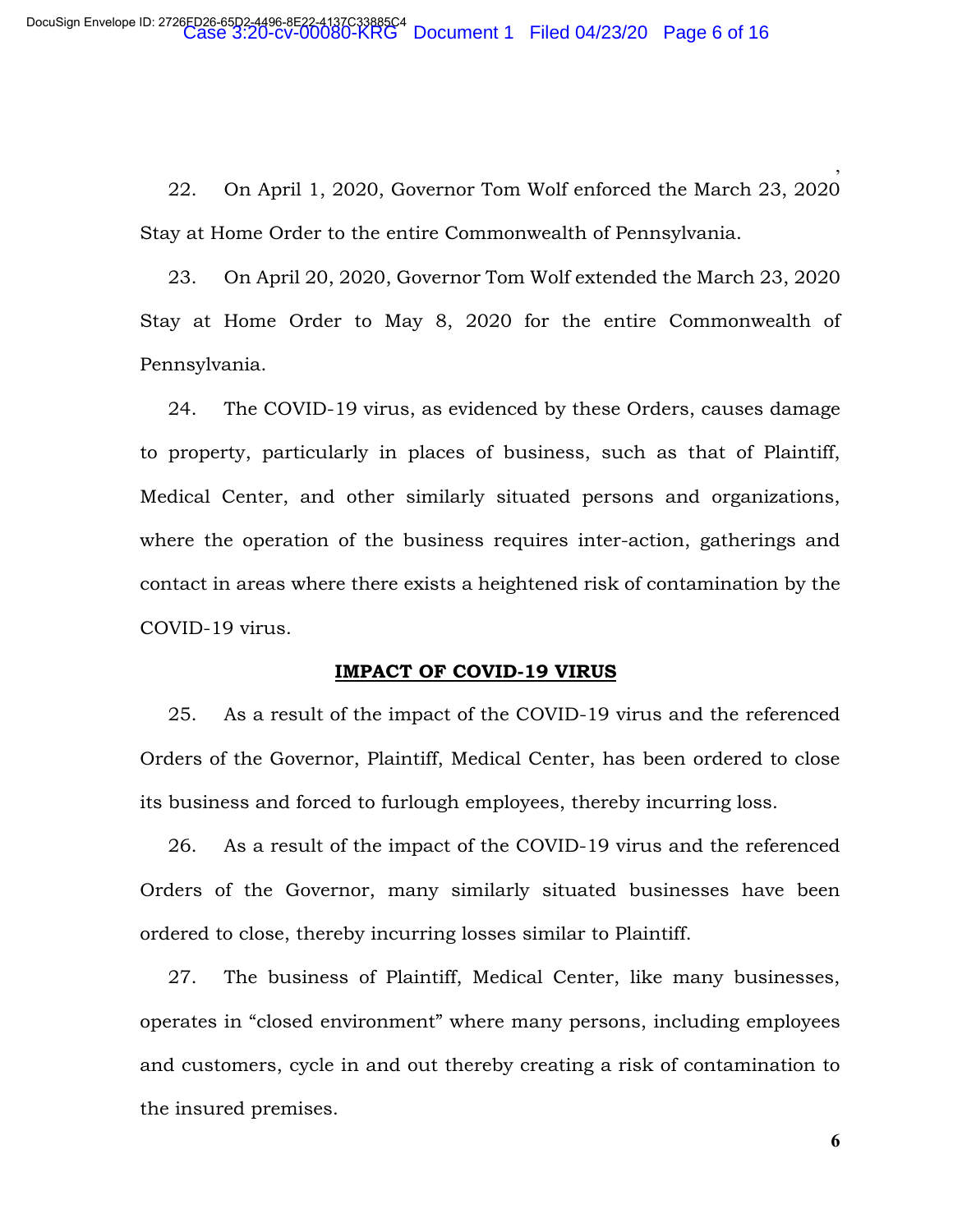22. On April 1, 2020, Governor Tom Wolf enforced the March 23, 2020 Stay at Home Order to the entire Commonwealth of Pennsylvania.

23. On April 20, 2020, Governor Tom Wolf extended the March 23, 2020 Stay at Home Order to May 8, 2020 for the entire Commonwealth of Pennsylvania.

24. The COVID-19 virus, as evidenced by these Orders, causes damage to property, particularly in places of business, such as that of Plaintiff, Medical Center, and other similarly situated persons and organizations, where the operation of the business requires inter-action, gatherings and contact in areas where there exists a heightened risk of contamination by the COVID-19 virus.

**IMPACT OF COVID-19 VIRUS**

25. As a result of the impact of the COVID-19 virus and the referenced Orders of the Governor, Plaintiff, Medical Center, has been ordered to close its business and forced to furlough employees, thereby incurring loss.

26. As a result of the impact of the COVID-19 virus and the referenced Orders of the Governor, many similarly situated businesses have been ordered to close, thereby incurring losses similar to Plaintiff.

27. The business of Plaintiff, Medical Center, like many businesses, operates in "closed environment" where many persons, including employees and customers, cycle in and out thereby creating a risk of contamination to the insured premises.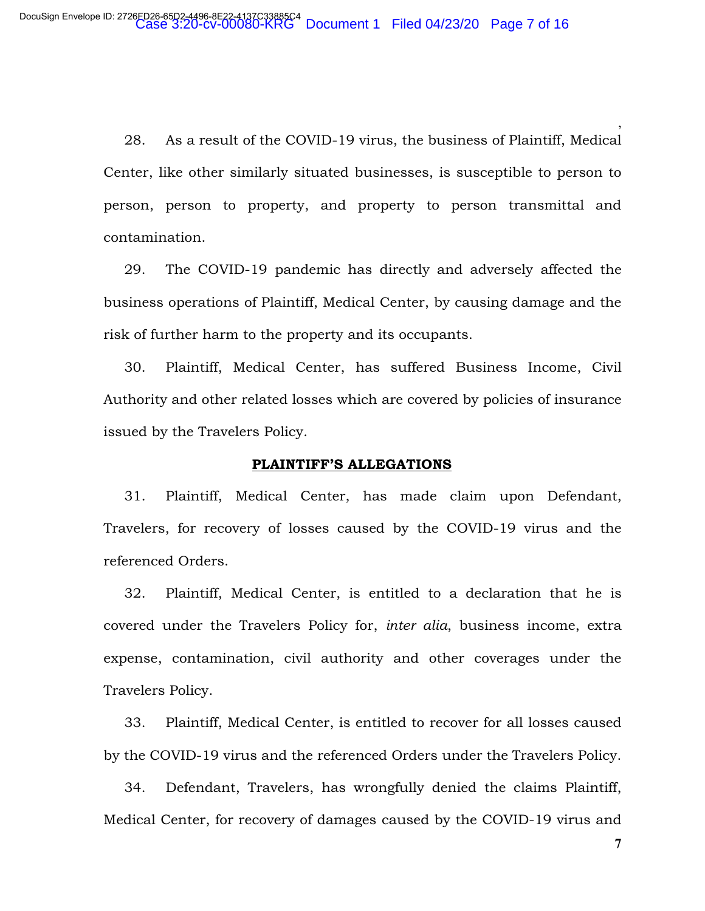28. As a result of the COVID-19 virus, the business of Plaintiff, Medical Center, like other similarly situated businesses, is susceptible to person to person, person to property, and property to person transmittal and contamination.

29. The COVID-19 pandemic has directly and adversely affected the business operations of Plaintiff, Medical Center, by causing damage and the risk of further harm to the property and its occupants.

30. Plaintiff, Medical Center, has suffered Business Income, Civil Authority and other related losses which are covered by policies of insurance issued by the Travelers Policy.

**PLAINTIFF'S ALLEGATIONS**

31. Plaintiff, Medical Center, has made claim upon Defendant, Travelers, for recovery of losses caused by the COVID-19 virus and the referenced Orders.

32. Plaintiff, Medical Center, is entitled to a declaration that he is covered under the Travelers Policy for, *inter alia*, business income, extra expense, contamination, civil authority and other coverages under the Travelers Policy.

33. Plaintiff, Medical Center, is entitled to recover for all losses caused by the COVID-19 virus and the referenced Orders under the Travelers Policy.

34. Defendant, Travelers, has wrongfully denied the claims Plaintiff, Medical Center, for recovery of damages caused by the COVID-19 virus and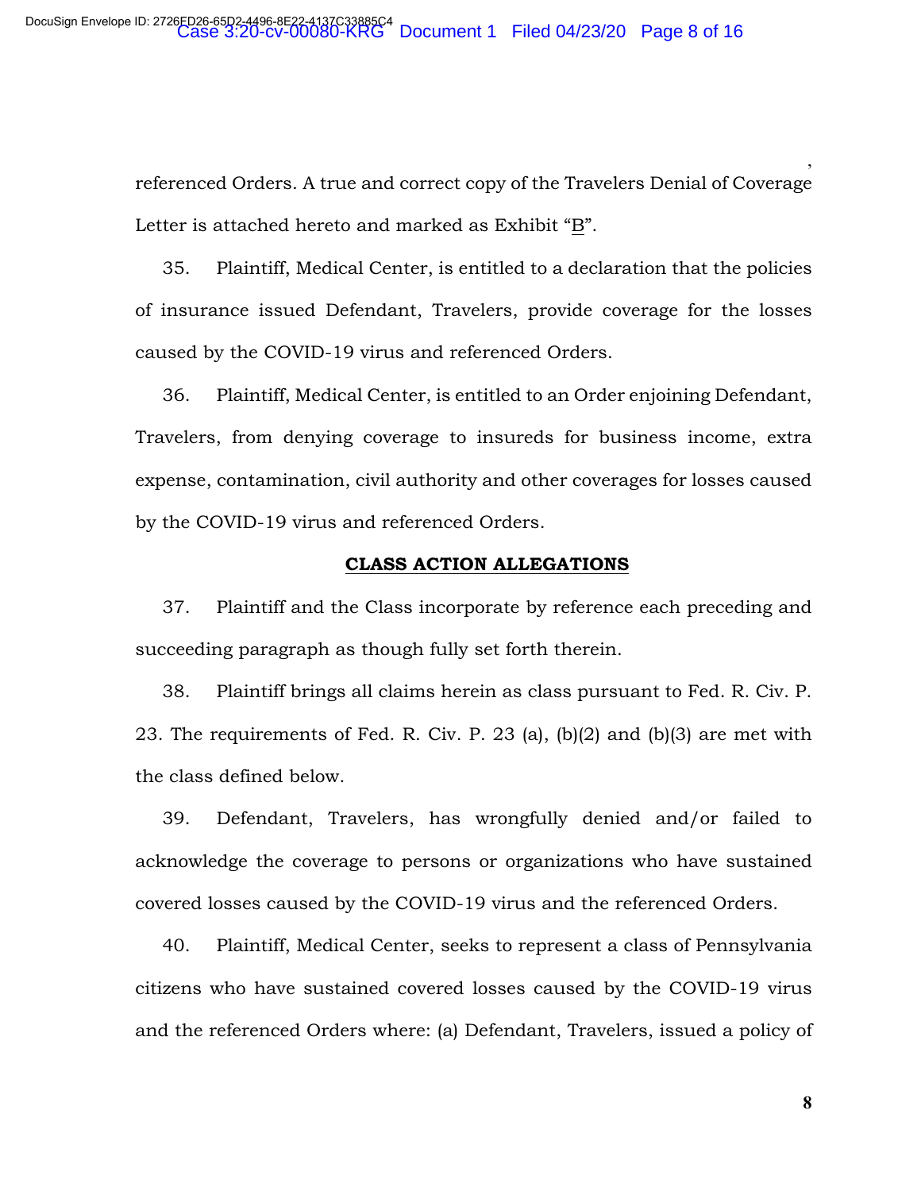referenced Orders. A true and correct copy of the Travelers Denial of Coverage Letter is attached hereto and marked as Exhibit "B".

35. Plaintiff, Medical Center, is entitled to a declaration that the policies of insurance issued Defendant, Travelers, provide coverage for the losses caused by the COVID-19 virus and referenced Orders.

36. Plaintiff, Medical Center, is entitled to an Order enjoining Defendant, Travelers, from denying coverage to insureds for business income, extra expense, contamination, civil authority and other coverages for losses caused by the COVID-19 virus and referenced Orders.

**CLASS ACTION ALLEGATIONS**

37. Plaintiff and the Class incorporate by reference each preceding and succeeding paragraph as though fully set forth therein.

38. Plaintiff brings all claims herein as class pursuant to Fed. R. Civ. P. 23. The requirements of Fed. R. Civ. P. 23 (a), (b)(2) and (b)(3) are met with the class defined below.

39. Defendant, Travelers, has wrongfully denied and/or failed to acknowledge the coverage to persons or organizations who have sustained covered losses caused by the COVID-19 virus and the referenced Orders.

40. Plaintiff, Medical Center, seeks to represent a class of Pennsylvania citizens who have sustained covered losses caused by the COVID-19 virus and the referenced Orders where: (a) Defendant, Travelers, issued a policy of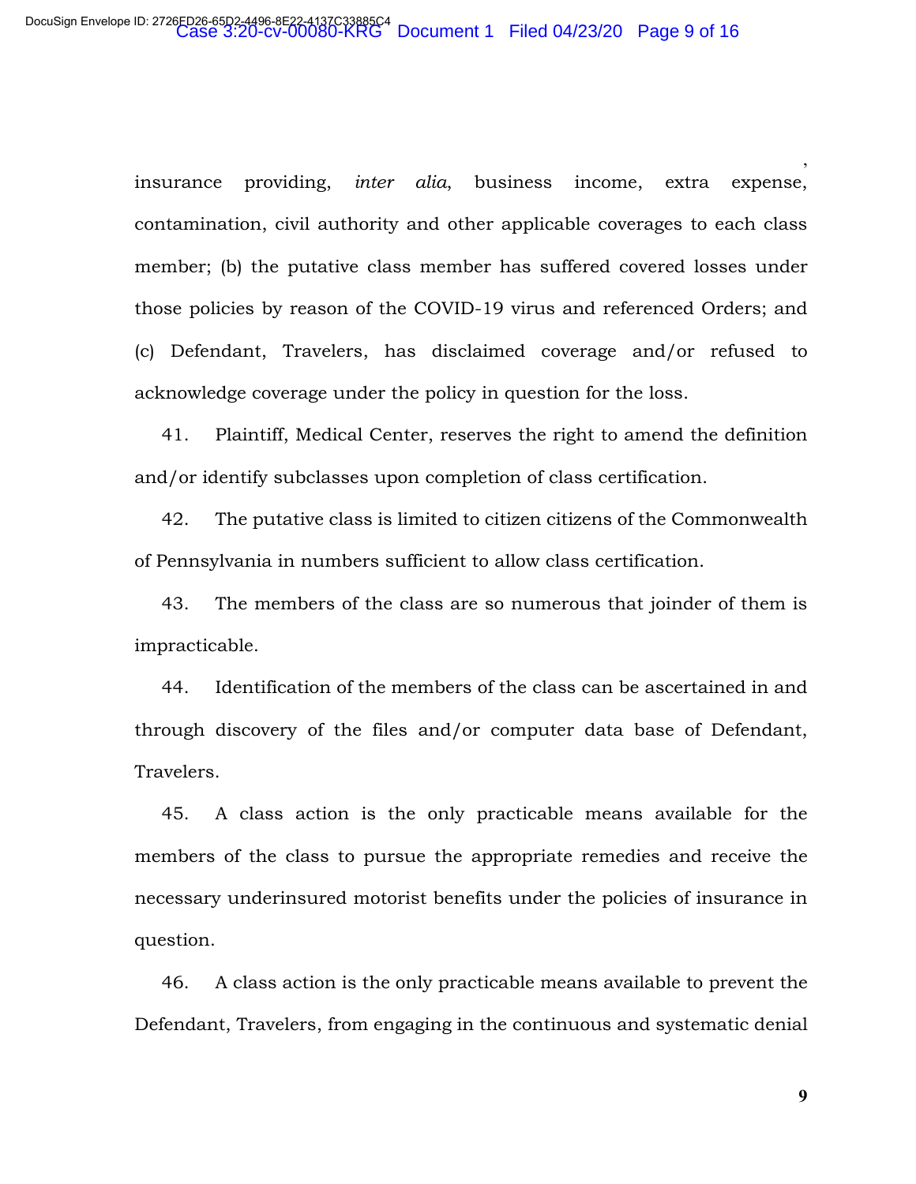insurance providing, *inter alia,* business income, extra expense, contamination, civil authority and other applicable coverages to each class member; (b) the putative class member has suffered covered losses under those policies by reason of the COVID-19 virus and referenced Orders; and (c) Defendant, Travelers, has disclaimed coverage and/or refused to acknowledge coverage under the policy in question for the loss.

41. Plaintiff, Medical Center, reserves the right to amend the definition and/or identify subclasses upon completion of class certification.

42. The putative class is limited to citizen citizens of the Commonwealth of Pennsylvania in numbers sufficient to allow class certification.

43. The members of the class are so numerous that joinder of them is impracticable.

44. Identification of the members of the class can be ascertained in and through discovery of the files and/or computer data base of Defendant, Travelers.

45. A class action is the only practicable means available for the members of the class to pursue the appropriate remedies and receive the necessary underinsured motorist benefits under the policies of insurance in question.

46. A class action is the only practicable means available to prevent the Defendant, Travelers, from engaging in the continuous and systematic denial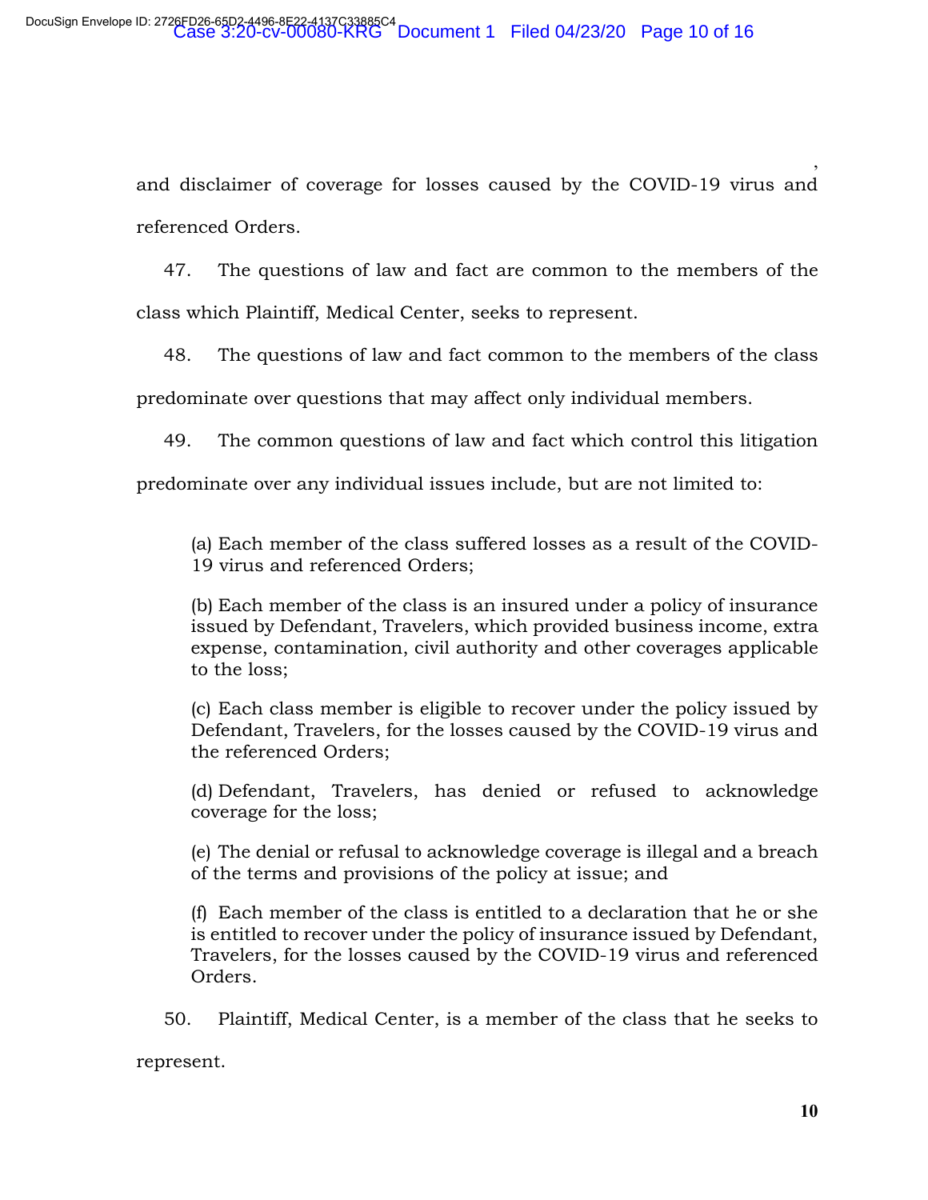and disclaimer of coverage for losses caused by the COVID-19 virus and referenced Orders.

47. The questions of law and fact are common to the members of the class which Plaintiff, Medical Center, seeks to represent.

48. The questions of law and fact common to the members of the class predominate over questions that may affect only individual members.

49. The common questions of law and fact which control this litigation predominate over any individual issues include, but are not limited to:

(a) Each member of the class suffered losses as a result of the COVID-19 virus and referenced Orders;

(b) Each member of the class is an insured under a policy of insurance issued by Defendant, Travelers, which provided business income, extra expense, contamination, civil authority and other coverages applicable to the loss;

(c) Each class member is eligible to recover under the policy issued by Defendant, Travelers, for the losses caused by the COVID-19 virus and the referenced Orders;

(d) Defendant, Travelers, has denied or refused to acknowledge coverage for the loss;

(e) The denial or refusal to acknowledge coverage is illegal and a breach of the terms and provisions of the policy at issue; and

(f) Each member of the class is entitled to a declaration that he or she is entitled to recover under the policy of insurance issued by Defendant, Travelers, for the losses caused by the COVID-19 virus and referenced Orders.

50. Plaintiff, Medical Center, is a member of the class that he seeks to represent.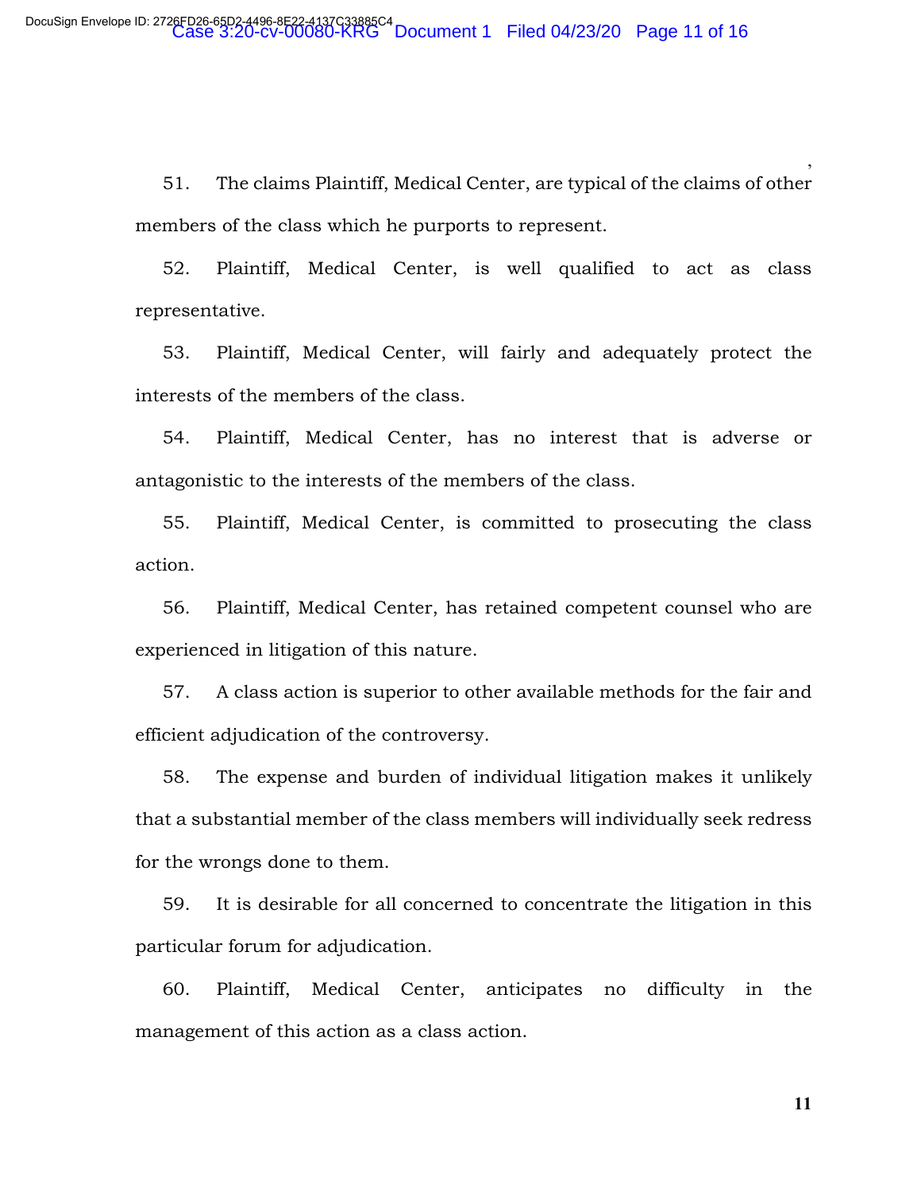51. The claims Plaintiff, Medical Center, are typical of the claims of other members of the class which he purports to represent.

52. Plaintiff, Medical Center, is well qualified to act as class representative.

53. Plaintiff, Medical Center, will fairly and adequately protect the interests of the members of the class.

54. Plaintiff, Medical Center, has no interest that is adverse or antagonistic to the interests of the members of the class.

55. Plaintiff, Medical Center, is committed to prosecuting the class action.

56. Plaintiff, Medical Center, has retained competent counsel who are experienced in litigation of this nature.

57. A class action is superior to other available methods for the fair and efficient adjudication of the controversy.

58. The expense and burden of individual litigation makes it unlikely that a substantial member of the class members will individually seek redress for the wrongs done to them.

59. It is desirable for all concerned to concentrate the litigation in this particular forum for adjudication.

60. Plaintiff, Medical Center, anticipates no difficulty in the management of this action as a class action.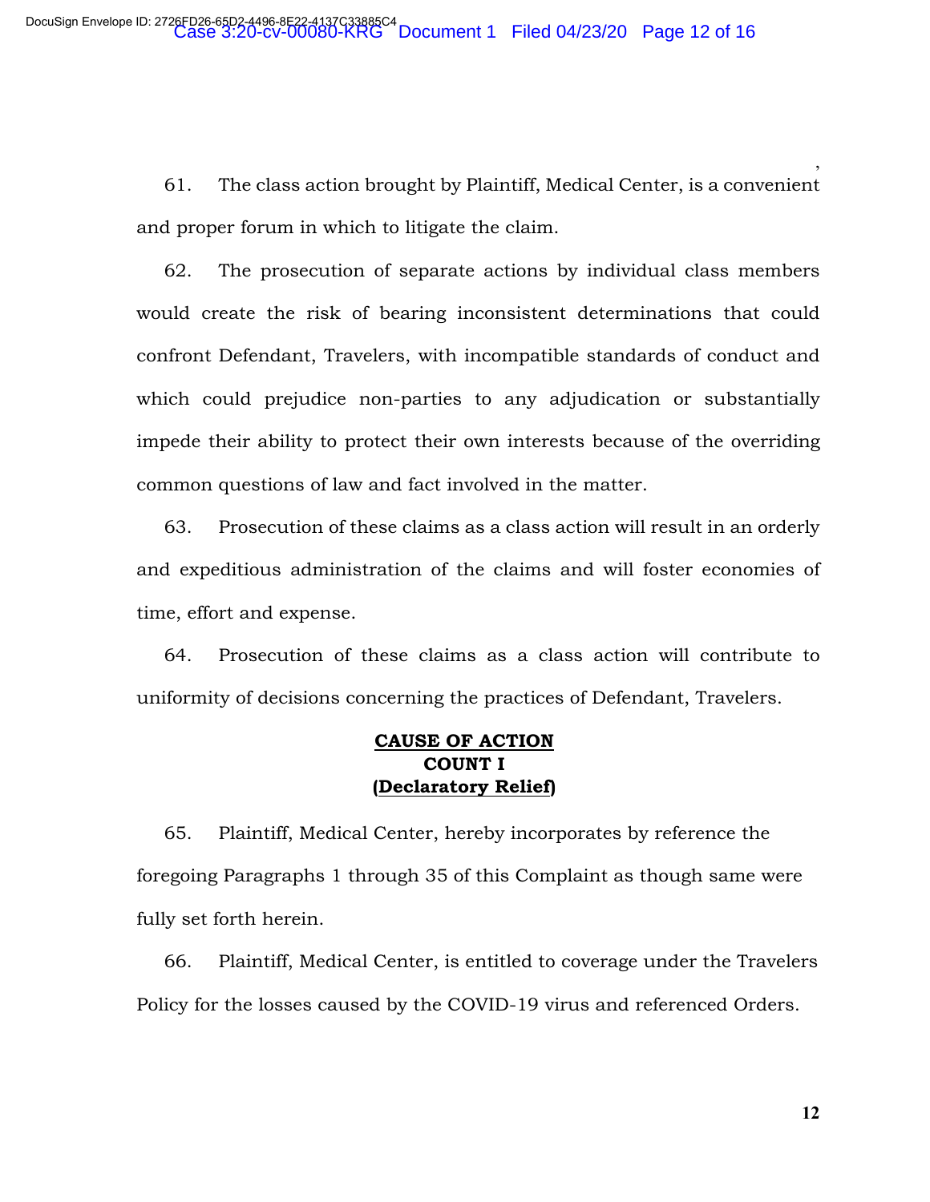61. The class action brought by Plaintiff, Medical Center, is a convenient and proper forum in which to litigate the claim.

62. The prosecution of separate actions by individual class members would create the risk of bearing inconsistent determinations that could confront Defendant, Travelers, with incompatible standards of conduct and which could prejudice non-parties to any adjudication or substantially impede their ability to protect their own interests because of the overriding common questions of law and fact involved in the matter.

63. Prosecution of these claims as a class action will result in an orderly and expeditious administration of the claims and will foster economies of time, effort and expense.

64. Prosecution of these claims as a class action will contribute to uniformity of decisions concerning the practices of Defendant, Travelers.

**CAUSE OF ACTION**
**COUNT I**
**(Declaratory Relief)**

65. Plaintiff, Medical Center, hereby incorporates by reference the foregoing Paragraphs 1 through 35 of this Complaint as though same were fully set forth herein.

66. Plaintiff, Medical Center, is entitled to coverage under the Travelers Policy for the losses caused by the COVID-19 virus and referenced Orders.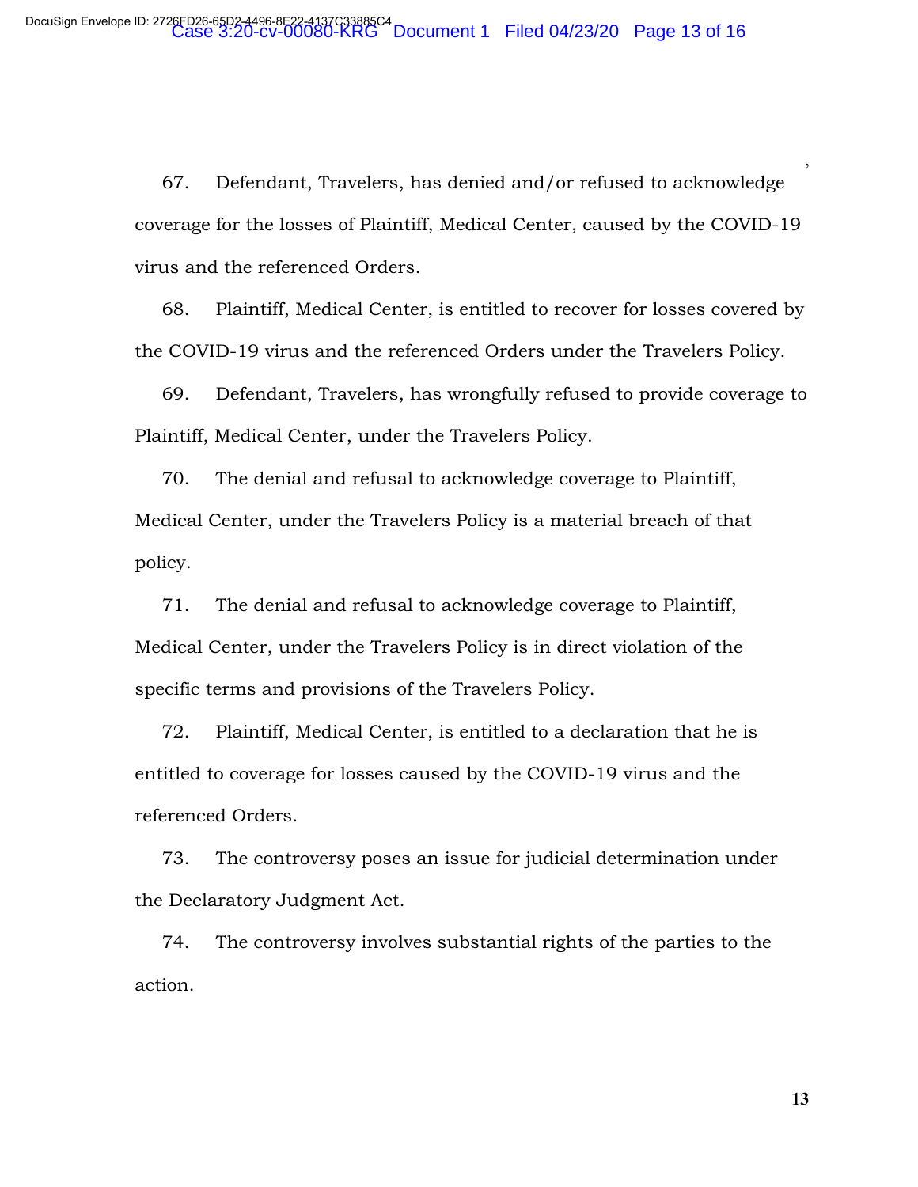67. Defendant, Travelers, has denied and/or refused to acknowledge coverage for the losses of Plaintiff, Medical Center, caused by the COVID-19 virus and the referenced Orders.

68. Plaintiff, Medical Center, is entitled to recover for losses covered by the COVID-19 virus and the referenced Orders under the Travelers Policy.

69. Defendant, Travelers, has wrongfully refused to provide coverage to Plaintiff, Medical Center, under the Travelers Policy.

70. The denial and refusal to acknowledge coverage to Plaintiff, Medical Center, under the Travelers Policy is a material breach of that policy.

71. The denial and refusal to acknowledge coverage to Plaintiff, Medical Center, under the Travelers Policy is in direct violation of the specific terms and provisions of the Travelers Policy.

72. Plaintiff, Medical Center, is entitled to a declaration that he is entitled to coverage for losses caused by the COVID-19 virus and the referenced Orders.

73. The controversy poses an issue for judicial determination under the Declaratory Judgment Act.

74. The controversy involves substantial rights of the parties to the action.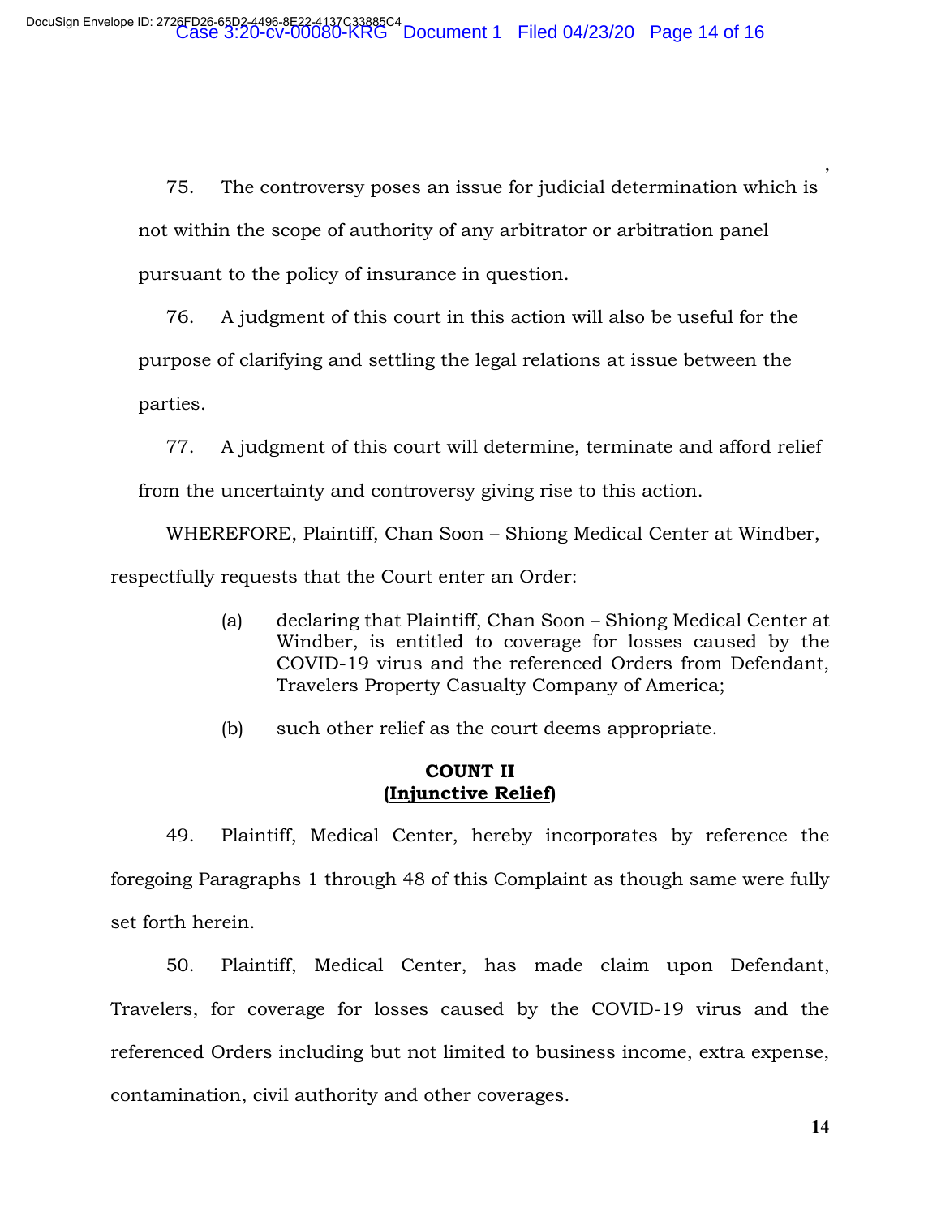75. The controversy poses an issue for judicial determination which is not within the scope of authority of any arbitrator or arbitration panel pursuant to the policy of insurance in question.

76. A judgment of this court in this action will also be useful for the purpose of clarifying and settling the legal relations at issue between the parties.

77. A judgment of this court will determine, terminate and afford relief from the uncertainty and controversy giving rise to this action.

WHEREFORE, Plaintiff, Chan Soon – Shiong Medical Center at Windber, respectfully requests that the Court enter an Order:

(a) declaring that Plaintiff, Chan Soon – Shiong Medical Center at Windber, is entitled to coverage for losses caused by the COVID-19 virus and the referenced Orders from Defendant, Travelers Property Casualty Company of America;

(b) such other relief as the court deems appropriate.

**COUNT II**
**(Injunctive Relief)**

49. Plaintiff, Medical Center, hereby incorporates by reference the foregoing Paragraphs 1 through 48 of this Complaint as though same were fully set forth herein.

50. Plaintiff, Medical Center, has made claim upon Defendant, Travelers, for coverage for losses caused by the COVID-19 virus and the referenced Orders including but not limited to business income, extra expense, contamination, civil authority and other coverages.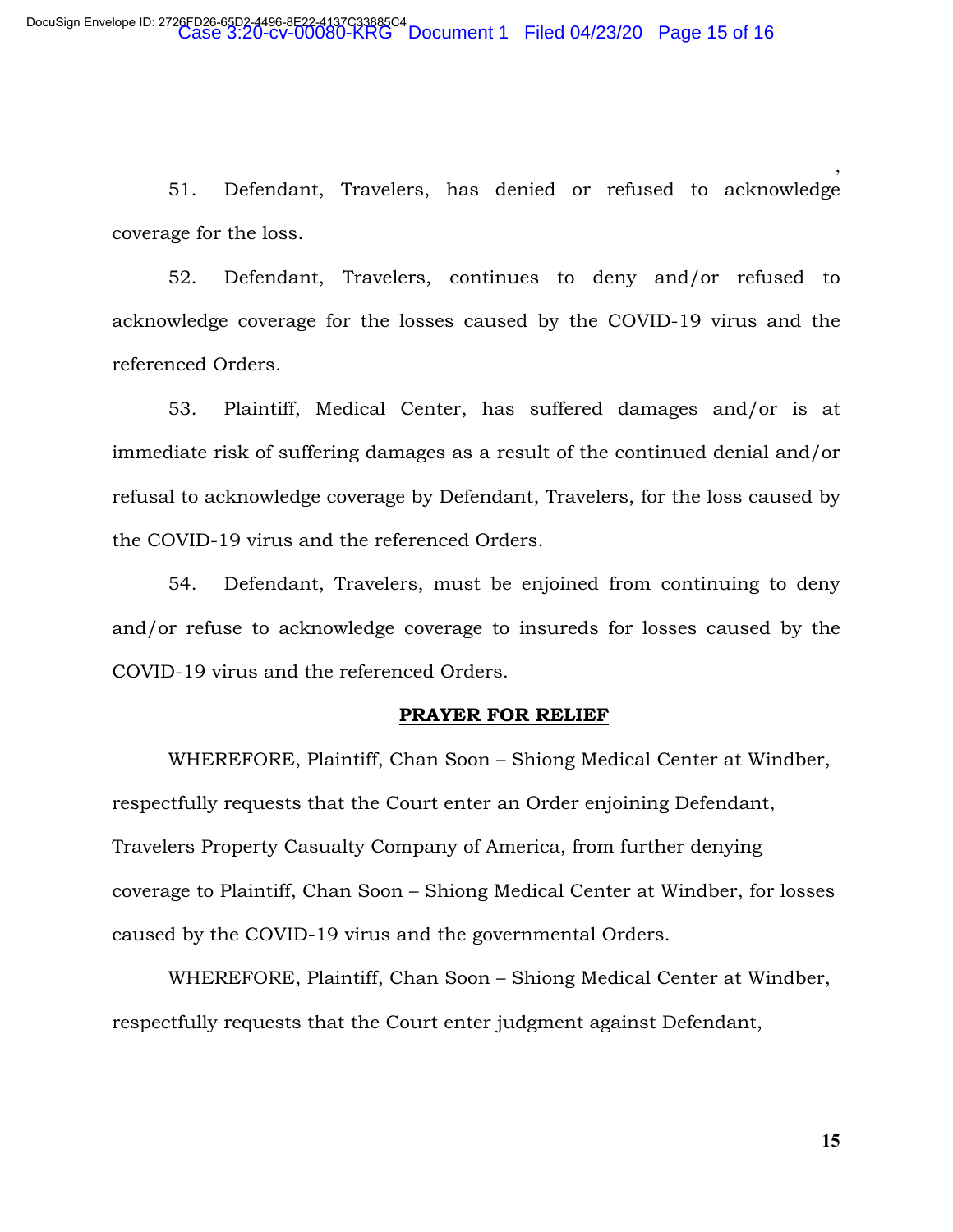51. Defendant, Travelers, has denied or refused to acknowledge coverage for the loss.

52. Defendant, Travelers, continues to deny and/or refused to acknowledge coverage for the losses caused by the COVID-19 virus and the referenced Orders.

53. Plaintiff, Medical Center, has suffered damages and/or is at immediate risk of suffering damages as a result of the continued denial and/or refusal to acknowledge coverage by Defendant, Travelers, for the loss caused by the COVID-19 virus and the referenced Orders.

54. Defendant, Travelers, must be enjoined from continuing to deny and/or refuse to acknowledge coverage to insureds for losses caused by the COVID-19 virus and the referenced Orders.

**PRAYER FOR RELIEF**

WHEREFORE, Plaintiff, Chan Soon – Shiong Medical Center at Windber, respectfully requests that the Court enter an Order enjoining Defendant, Travelers Property Casualty Company of America, from further denying coverage to Plaintiff, Chan Soon – Shiong Medical Center at Windber, for losses caused by the COVID-19 virus and the governmental Orders.

WHEREFORE, Plaintiff, Chan Soon – Shiong Medical Center at Windber, respectfully requests that the Court enter judgment against Defendant,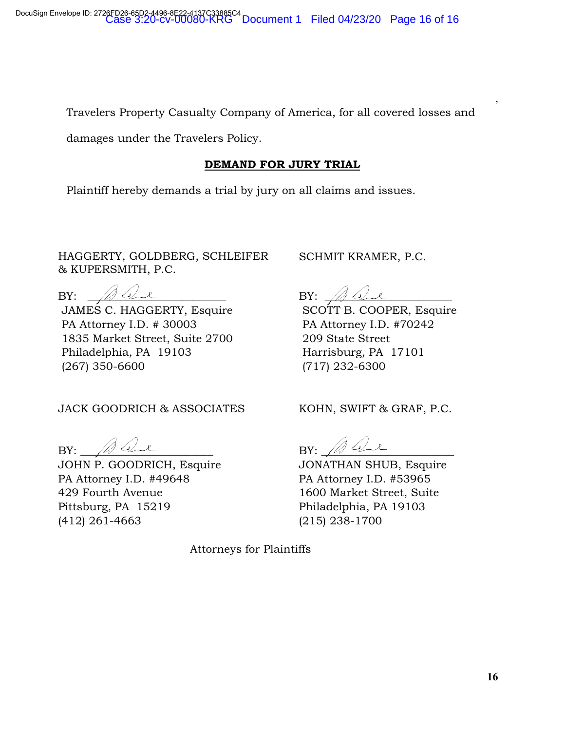Travelers Property Casualty Company of America, for all covered losses and damages under the Travelers Policy.

**DEMAND FOR JURY TRIAL**

Plaintiff hereby demands a trial by jury on all claims and issues.

HAGGERTY, GOLDBERG, SCHLEIFER & KUPERSMITH, P.C.

BY: ______________________
JAMES C. HAGGERTY, Esquire
PA Attorney I.D. # 30003
1835 Market Street, Suite 2700
Philadelphia, PA 19103
(267) 350-6600

SCHMIT KRAMER, P.C.

BY: ______________________
SCOTT B. COOPER, Esquire
PA Attorney I.D. #70242
209 State Street
Harrisburg, PA 17101
(717) 232-6300

JACK GOODRICH & ASSOCIATES

BY: ______________________
JOHN P. GOODRICH, Esquire
PA Attorney I.D. #49648
429 Fourth Avenue
Pittsburg, PA 15219
(412) 261-4663

KOHN, SWIFT & GRAF, P.C.

BY: ______________________
JONATHAN SHUB, Esquire
PA Attorney I.D. #53965
1600 Market Street, Suite
Philadelphia, PA 19103
(215) 238-1700

Attorneys for Plaintiffs